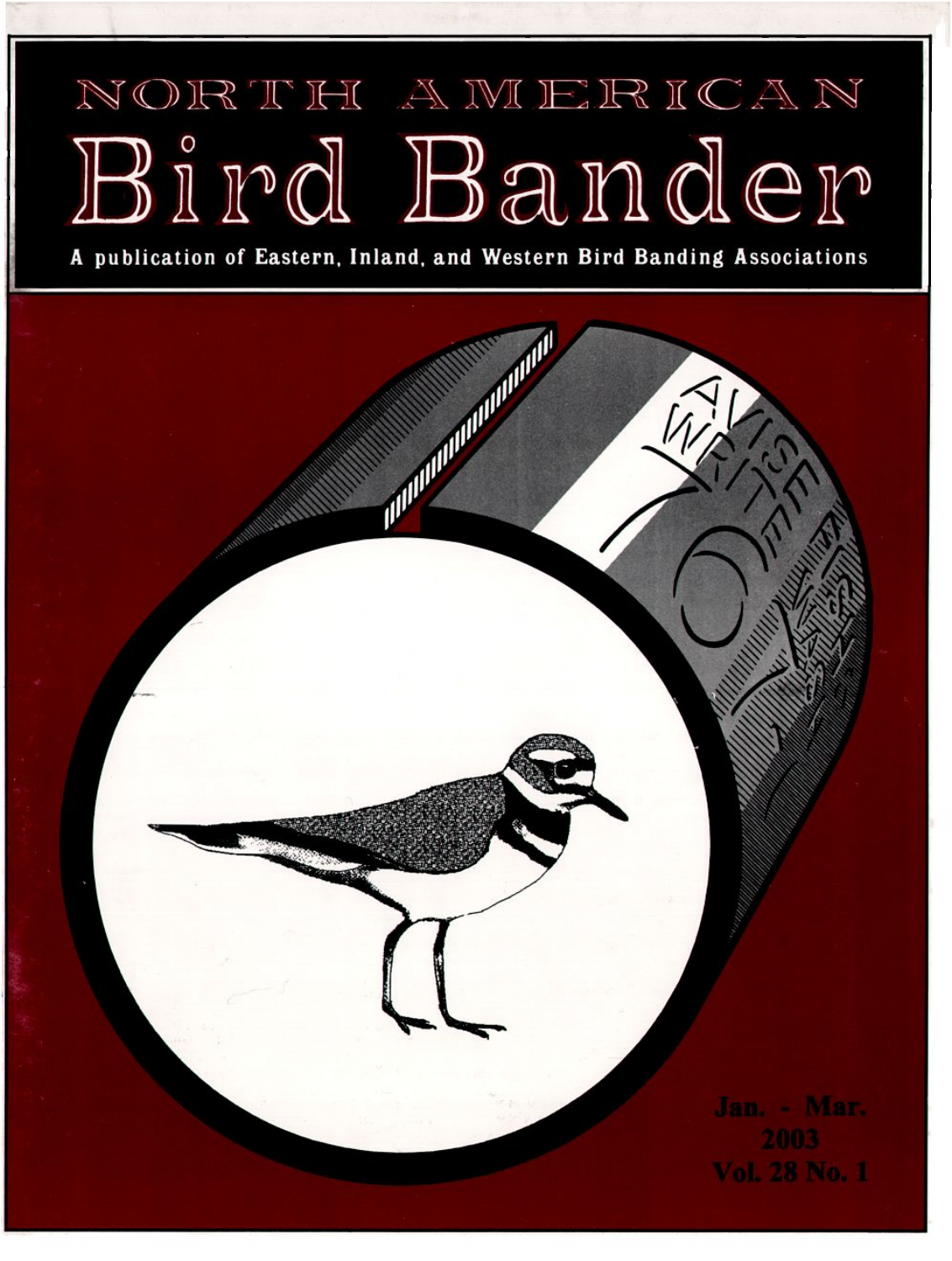# NORTH AMERICAN

# Bird Bander

**A publication of Eastern, Inland, and Western Bird Banding Associations**

**Jan. - Mar.**
**2003**
**Vol. 28 No. 1**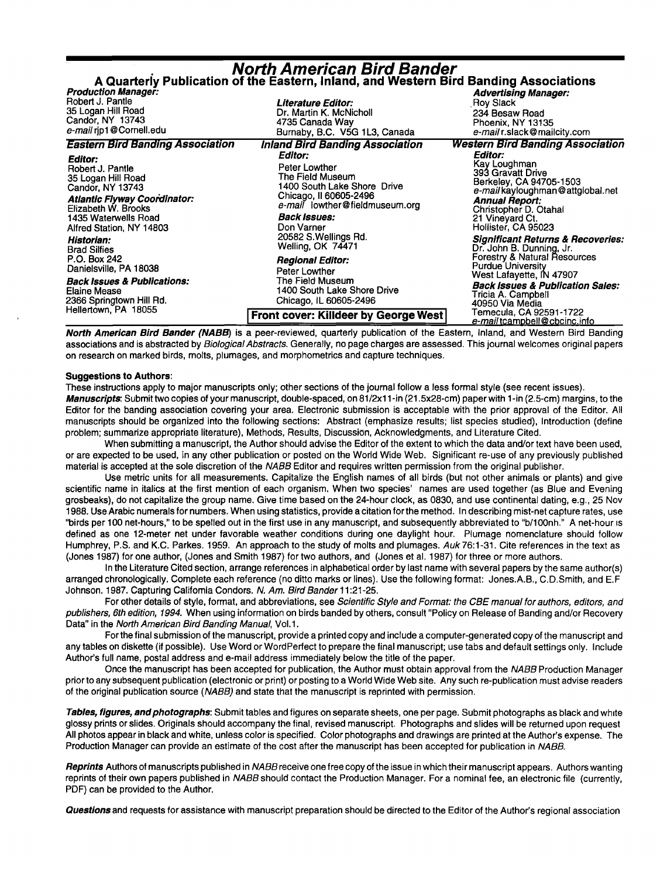# North American Bird Bander

## A Quarterly Publication of the Eastern, Inland, and Western Bird Banding Associations

**Production Manager:**
Robert J. Pantle
35 Logan Hill Road
Candor, NY 13743
*e-mail* rjp1@Cornell.edu

**Literature Editor:**
Dr. Martin K. McNicholl
4735 Canada Way
Burnaby, B.C. V5G 1L3, Canada

**Advertising Manager:**
Roy Slack
234 Besaw Road
Phoenix, NY 13135
*e-mail* r.slack@mailcity.com

### Eastern Bird Banding Association

**Editor:**
Robert J. Pantle
35 Logan Hill Road
Candor, NY 13743

**Atlantic Flyway Coordinator:**
Elizabeth W. Brooks
1435 Waterwells Road
Alfred Station, NY 14803

**Historian:**
Brad Silfies
P.O. Box 242
Danielsville, PA 18038

**Back Issues & Publications:**
Elaine Mease
2366 Springtown Hill Rd.
Hellertown, PA 18055

### Inland Bird Banding Association

**Editor:**
Peter Lowther
The Field Museum
1400 South Lake Shore Drive
Chicago, Il 60605-2496
*e-mail* lowther@fieldmuseum.org

**Back Issues:**
Don Varner
20582 S.Wellings Rd.
Welling, OK 74471

**Regional Editor:**
Peter Lowther
The Field Museum
1400 South Lake Shore Drive
Chicago, IL 60605-2496

### Western Bird Banding Association

**Editor:**
Kay Loughman
393 Gravatt Drive
Berkeley, CA 94705-1503
*e-mail* kayloughman@attglobal.net

**Annual Report:**
Christopher D. Otahal
21 Vineyard Ct.
Hollister, CA 95023

**Significant Returns & Recoveries:**
Dr. John B. Dunning, Jr.
Forestry & Natural Resources
Purdue University
West Lafayette, IN 47907

**Back Issues & Publication Sales:**
Tricia A. Campbell
40950 Via Media
Temecula, CA 92591-1722
*e-mail* tcampbell@cbcinc.info

**Front cover: Killdeer by George West**

***North American Bird Bander (NABB)*** is a peer-reviewed, quarterly publication of the Eastern, Inland, and Western Bird Banding associations and is abstracted by *Biological Abstracts*. Generally, no page charges are assessed. This journal welcomes original papers on research on marked birds, molts, plumages, and morphometrics and capture techniques.

**Suggestions to Authors:**
These instructions apply to major manuscripts only; other sections of the journal follow a less formal style (see recent issues).

***Manuscripts***: Submit two copies of your manuscript, double-spaced, on 81/2x11-in (21.5x28-cm) paper with 1-in (2.5-cm) margins, to the Editor for the banding association covering your area. Electronic submission is acceptable with the prior approval of the Editor. All manuscripts should be organized into the following sections: Abstract (emphasize results; list species studied), Introduction (define problem; summarize appropriate literature), Methods, Results, Discussion, Acknowledgments, and Literature Cited.

When submitting a manuscript, the Author should advise the Editor of the extent to which the data and/or text have been used, or are expected to be used, in any other publication or posted on the World Wide Web. Significant re-use of any previously published material is accepted at the sole discretion of the *NABB* Editor and requires written permission from the original publisher.

Use metric units for all measurements. Capitalize the English names of all birds (but not other animals or plants) and give scientific name in italics at the first mention of each organism. When two species' names are used together (as Blue and Evening grosbeaks), do not capitalize the group name. Give time based on the 24-hour clock, as 0830, and use continental dating, e.g., 25 Nov 1988. Use Arabic numerals for numbers. When using statistics, provide a citation for the method. In describing mist-net capture rates, use "birds per 100 net-hours," to be spelled out in the first use in any manuscript, and subsequently abbreviated to "b/100nh." A net-hour is defined as one 12-meter net under favorable weather conditions during one daylight hour. Plumage nomenclature should follow Humphrey, P.S. and K.C. Parkes. 1959. An approach to the study of molts and plumages. *Auk* 76:1-31. Cite references in the text as (Jones 1987) for one author, (Jones and Smith 1987) for two authors, and (Jones et al. 1987) for three or more authors.

In the Literature Cited section, arrange references in alphabetical order by last name with several papers by the same author(s) arranged chronologically. Complete each reference (no ditto marks or lines). Use the following format: Jones.A.B., C.D.Smith, and E.F Johnson. 1987. Capturing California Condors. *N. Am. Bird Bander* 11:21-25.

For other details of style, format, and abbreviations, see *Scientific Style and Format: the CBE manual for authors, editors, and publishers, 6th edition, 1994.* When using information on birds banded by others, consult "Policy on Release of Banding and/or Recovery Data" in the *North American Bird Banding Manual*, Vol.1.

For the final submission of the manuscript, provide a printed copy and include a computer-generated copy of the manuscript and any tables on diskette (if possible). Use Word or WordPerfect to prepare the final manuscript; use tabs and default settings only. Include Author's full name, postal address and e-mail address immediately below the title of the paper.

Once the manuscript has been accepted for publication, the Author must obtain approval from the *NABB* Production Manager prior to any subsequent publication (electronic or print) or posting to a World Wide Web site. Any such re-publication must advise readers of the original publication source (*NABB)* and state that the manuscript is reprinted with permission.

***Tables, figures, and photographs***: Submit tables and figures on separate sheets, one per page. Submit photographs as black and white glossy prints or slides. Originals should accompany the final, revised manuscript. Photographs and slides will be returned upon request All photos appear in black and white, unless color is specified. Color photographs and drawings are printed at the Author's expense. The Production Manager can provide an estimate of the cost after the manuscript has been accepted for publication in *NABB*.

***Reprints*** Authors of manuscripts published in *NABB* receive one free copy of the issue in which their manuscript appears. Authors wanting reprints of their own papers published in *NABB* should contact the Production Manager. For a nominal fee, an electronic file (currently, PDF) can be provided to the Author.

***Questions*** and requests for assistance with manuscript preparation should be directed to the Editor of the Author's regional association